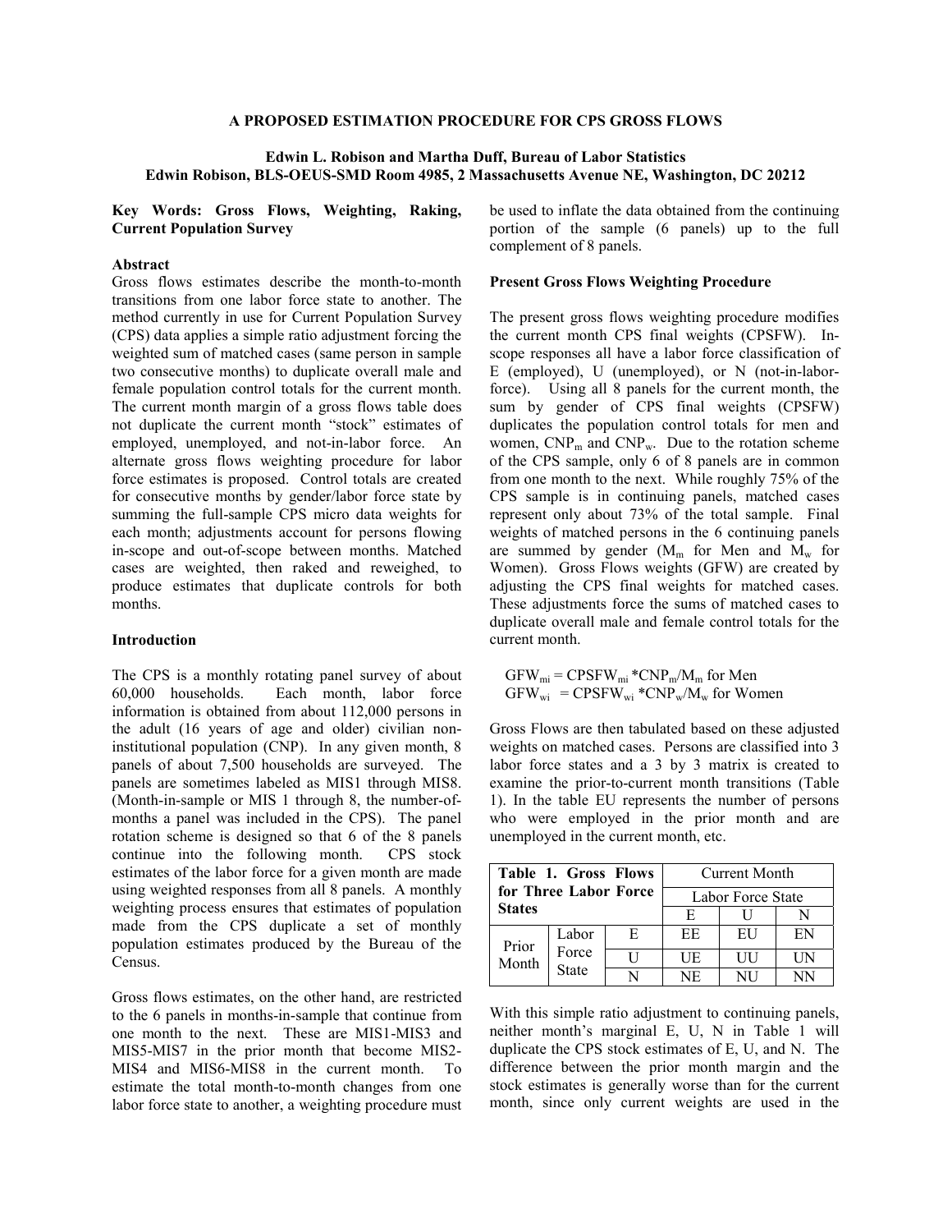# A PROPOSED ESTIMATION PROCEDURE FOR CPS GROSS FLOWS

**Edwin L. Robison and Martha Duff, Bureau of Labor Statistics**
**Edwin Robison, BLS-OEUS-SMD Room 4985, 2 Massachusetts Avenue NE, Washington, DC 20212**

**Key Words: Gross Flows, Weighting, Raking, Current Population Survey**

### Abstract

Gross flows estimates describe the month-to-month transitions from one labor force state to another. The method currently in use for Current Population Survey (CPS) data applies a simple ratio adjustment forcing the weighted sum of matched cases (same person in sample two consecutive months) to duplicate overall male and female population control totals for the current month. The current month margin of a gross flows table does not duplicate the current month "stock" estimates of employed, unemployed, and not-in-labor force. An alternate gross flows weighting procedure for labor force estimates is proposed. Control totals are created for consecutive months by gender/labor force state by summing the full-sample CPS micro data weights for each month; adjustments account for persons flowing in-scope and out-of-scope between months. Matched cases are weighted, then raked and reweighed, to produce estimates that duplicate controls for both months.

### Introduction

The CPS is a monthly rotating panel survey of about 60,000 households. Each month, labor force information is obtained from about 112,000 persons in the adult (16 years of age and older) civilian non-institutional population (CNP). In any given month, 8 panels of about 7,500 households are surveyed. The panels are sometimes labeled as MIS1 through MIS8. (Month-in-sample or MIS 1 through 8, the number-of-months a panel was included in the CPS). The panel rotation scheme is designed so that 6 of the 8 panels continue into the following month. CPS stock estimates of the labor force for a given month are made using weighted responses from all 8 panels. A monthly weighting process ensures that estimates of population made from the CPS duplicate a set of monthly population estimates produced by the Bureau of the Census.

Gross flows estimates, on the other hand, are restricted to the 6 panels in months-in-sample that continue from one month to the next. These are MIS1-MIS3 and MIS5-MIS7 in the prior month that become MIS2-MIS4 and MIS6-MIS8 in the current month. To estimate the total month-to-month changes from one labor force state to another, a weighting procedure must be used to inflate the data obtained from the continuing portion of the sample (6 panels) up to the full complement of 8 panels.

### Present Gross Flows Weighting Procedure

The present gross flows weighting procedure modifies the current month CPS final weights (CPSFW). In-scope responses all have a labor force classification of E (employed), U (unemployed), or N (not-in-labor-force). Using all 8 panels for the current month, the sum by gender of CPS final weights (CPSFW) duplicates the population control totals for men and women, $CNP_m$ and $CNP_w$. Due to the rotation scheme of the CPS sample, only 6 of 8 panels are in common from one month to the next. While roughly 75% of the CPS sample is in continuing panels, matched cases represent only about 73% of the total sample. Final weights of matched persons in the 6 continuing panels are summed by gender ($M_m$ for Men and $M_w$ for Women). Gross Flows weights (GFW) are created by adjusting the CPS final weights for matched cases. These adjustments force the sums of matched cases to duplicate overall male and female control totals for the current month.

$$GFW_{mi} = CPSFW_{mi} * CNP_m / M_m \text{ for Men}$$
$$GFW_{wi} = CPSFW_{wi} * CNP_w / M_w \text{ for Women}$$

Gross Flows are then tabulated based on these adjusted weights on matched cases. Persons are classified into 3 labor force states and a 3 by 3 matrix is created to examine the prior-to-current month transitions (Table 1). In the table EU represents the number of persons who were employed in the prior month and are unemployed in the current month, etc.

| **Table 1. Gross Flows for Three Labor Force States** | | | Current Month | | |
|---|---|---|---|---|---|
| | | | Labor Force State | | |
| | | | E | U | N |
| Prior Month | Labor Force State | E | EE | EU | EN |
| | | U | UE | UU | UN |
| | | N | NE | NU | NN |

With this simple ratio adjustment to continuing panels, neither month's marginal E, U, N in Table 1 will duplicate the CPS stock estimates of E, U, and N. The difference between the prior month margin and the stock estimates is generally worse than for the current month, since only current weights are used in the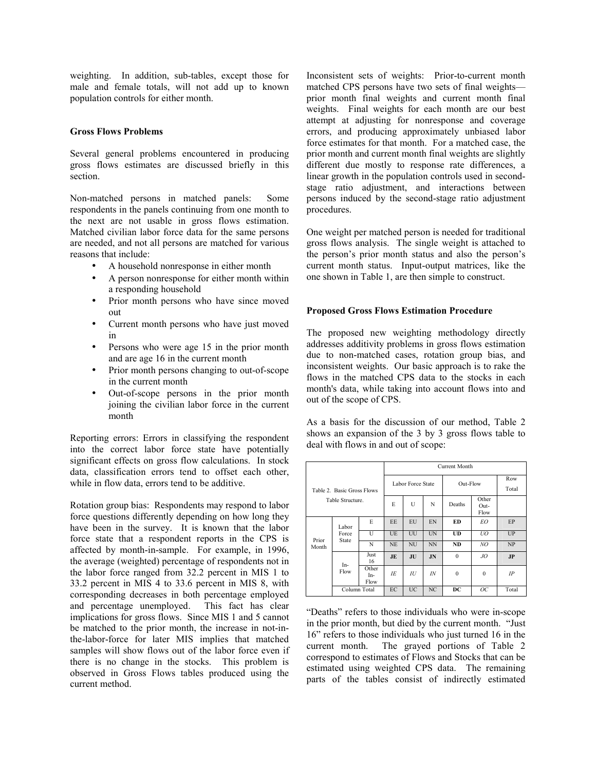weighting. In addition, sub-tables, except those for male and female totals, will not add up to known population controls for either month.

### Gross Flows Problems

Several general problems encountered in producing gross flows estimates are discussed briefly in this section.

Non-matched persons in matched panels: Some respondents in the panels continuing from one month to the next are not usable in gross flows estimation. Matched civilian labor force data for the same persons are needed, and not all persons are matched for various reasons that include:

- A household nonresponse in either month
- A person nonresponse for either month within a responding household
- Prior month persons who have since moved out
- Current month persons who have just moved in
- Persons who were age 15 in the prior month and are age 16 in the current month
- Prior month persons changing to out-of-scope in the current month
- Out-of-scope persons in the prior month joining the civilian labor force in the current month

Reporting errors: Errors in classifying the respondent into the correct labor force state have potentially significant effects on gross flow calculations. In stock data, classification errors tend to offset each other, while in flow data, errors tend to be additive.

Rotation group bias: Respondents may respond to labor force questions differently depending on how long they have been in the survey. It is known that the labor force state that a respondent reports in the CPS is affected by month-in-sample. For example, in 1996, the average (weighted) percentage of respondents not in the labor force ranged from 32.2 percent in MIS 1 to 33.2 percent in MIS 4 to 33.6 percent in MIS 8, with corresponding decreases in both percentage employed and percentage unemployed. This fact has clear implications for gross flows. Since MIS 1 and 5 cannot be matched to the prior month, the increase in not-in-the-labor-force for later MIS implies that matched samples will show flows out of the labor force even if there is no change in the stocks. This problem is observed in Gross Flows tables produced using the current method.

Inconsistent sets of weights: Prior-to-current month matched CPS persons have two sets of final weights—prior month final weights and current month final weights. Final weights for each month are our best attempt at adjusting for nonresponse and coverage errors, and producing approximately unbiased labor force estimates for that month. For a matched case, the prior month and current month final weights are slightly different due mostly to response rate differences, a linear growth in the population controls used in second-stage ratio adjustment, and interactions between persons induced by the second-stage ratio adjustment procedures.

One weight per matched person is needed for traditional gross flows analysis. The single weight is attached to the person's prior month status and also the person's current month status. Input-output matrices, like the one shown in Table 1, are then simple to construct.

### Proposed Gross Flows Estimation Procedure

The proposed new weighting methodology directly addresses additivity problems in gross flows estimation due to non-matched cases, rotation group bias, and inconsistent weights. Our basic approach is to rake the flows in the matched CPS data to the stocks in each month's data, while taking into account flows into and out of the scope of CPS.

As a basis for the discussion of our method, Table 2 shows an expansion of the 3 by 3 gross flows table to deal with flows in and out of scope:

| Table 2. Basic Gross Flows Table Structure. | | | Current Month | | | | | |
|---|---|---|---|---|---|---|---|---|
| | | | Labor Force State | | | Out-Flow | | Row Total |
| | | | E | U | N | Deaths | Other Out-Flow | |
| Prior Month | Labor Force State | E | EE | EU | EN | **ED** | *EO* | EP |
| | | U | UE | UU | UN | **UD** | *UO* | UP |
| | | N | NE | NU | NN | **ND** | *NO* | NP |
| | In-Flow | Just 16 | **JE** | **JU** | **JN** | 0 | *JO* | **JP** |
| | | Other In-Flow | *IE* | *IU* | *IN* | 0 | 0 | *IP* |
| | Column Total | | EC | UC | NC | **DC** | *OC* | Total |

"Deaths" refers to those individuals who were in-scope in the prior month, but died by the current month. "Just 16" refers to those individuals who just turned 16 in the current month. The grayed portions of Table 2 correspond to estimates of Flows and Stocks that can be estimated using weighted CPS data. The remaining parts of the tables consist of indirectly estimated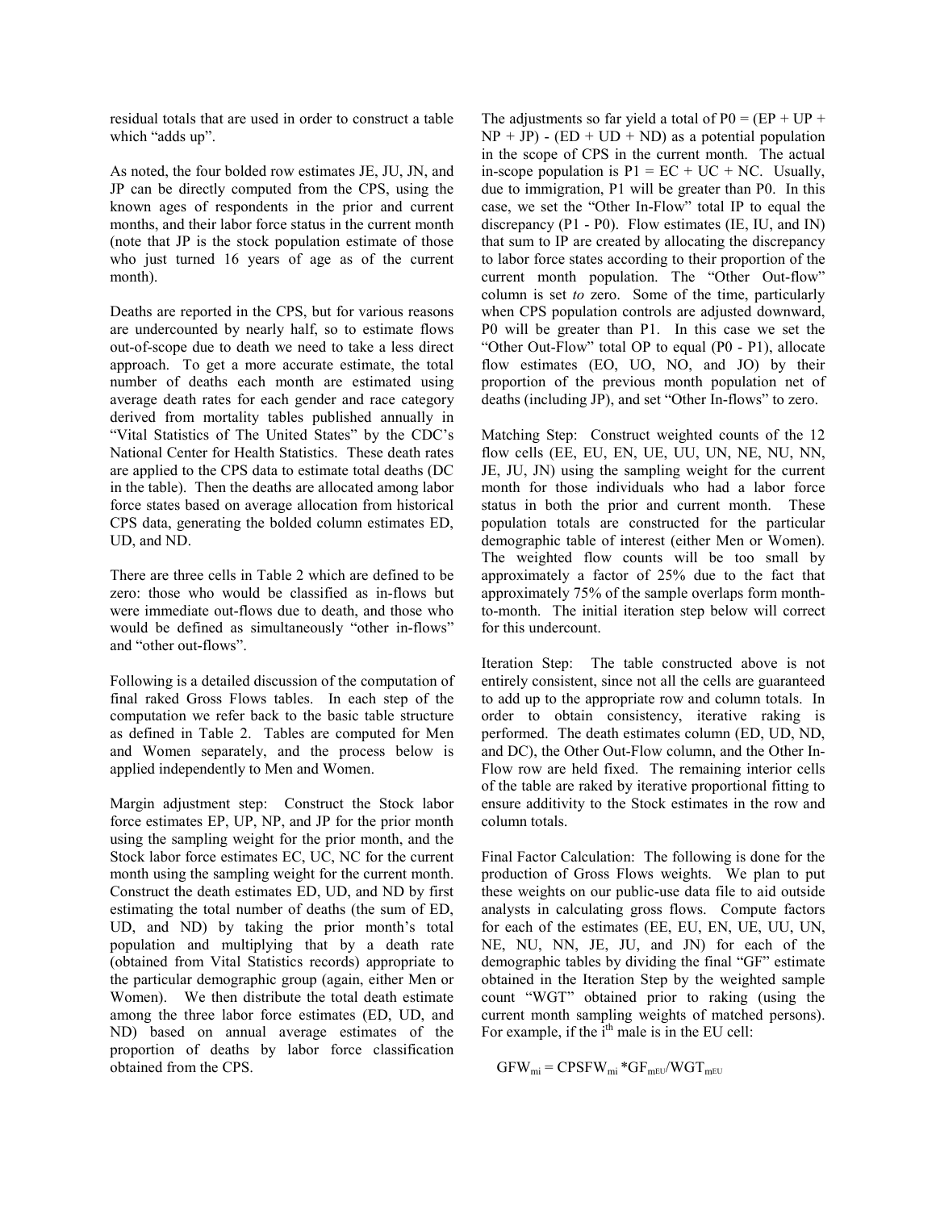residual totals that are used in order to construct a table which "adds up".

As noted, the four bolded row estimates JE, JU, JN, and JP can be directly computed from the CPS, using the known ages of respondents in the prior and current months, and their labor force status in the current month (note that JP is the stock population estimate of those who just turned 16 years of age as of the current month).

Deaths are reported in the CPS, but for various reasons are undercounted by nearly half, so to estimate flows out-of-scope due to death we need to take a less direct approach. To get a more accurate estimate, the total number of deaths each month are estimated using average death rates for each gender and race category derived from mortality tables published annually in "Vital Statistics of The United States" by the CDC's National Center for Health Statistics. These death rates are applied to the CPS data to estimate total deaths (DC in the table). Then the deaths are allocated among labor force states based on average allocation from historical CPS data, generating the bolded column estimates ED, UD, and ND.

There are three cells in Table 2 which are defined to be zero: those who would be classified as in-flows but were immediate out-flows due to death, and those who would be defined as simultaneously "other in-flows" and "other out-flows".

Following is a detailed discussion of the computation of final raked Gross Flows tables. In each step of the computation we refer back to the basic table structure as defined in Table 2. Tables are computed for Men and Women separately, and the process below is applied independently to Men and Women.

Margin adjustment step: Construct the Stock labor force estimates EP, UP, NP, and JP for the prior month using the sampling weight for the prior month, and the Stock labor force estimates EC, UC, NC for the current month using the sampling weight for the current month. Construct the death estimates ED, UD, and ND by first estimating the total number of deaths (the sum of ED, UD, and ND) by taking the prior month's total population and multiplying that by a death rate (obtained from Vital Statistics records) appropriate to the particular demographic group (again, either Men or Women). We then distribute the total death estimate among the three labor force estimates (ED, UD, and ND) based on annual average estimates of the proportion of deaths by labor force classification obtained from the CPS.

The adjustments so far yield a total of P0 = (EP + UP + NP + JP) - (ED + UD + ND) as a potential population in the scope of CPS in the current month. The actual in-scope population is P1 = EC + UC + NC. Usually, due to immigration, P1 will be greater than P0. In this case, we set the "Other In-Flow" total IP to equal the discrepancy (P1 - P0). Flow estimates (IE, IU, and IN) that sum to IP are created by allocating the discrepancy to labor force states according to their proportion of the current month population. The "Other Out-flow" column is set *to* zero. Some of the time, particularly when CPS population controls are adjusted downward, P0 will be greater than P1. In this case we set the "Other Out-Flow" total OP to equal (P0 - P1), allocate flow estimates (EO, UO, NO, and JO) by their proportion of the previous month population net of deaths (including JP), and set "Other In-flows" to zero.

Matching Step: Construct weighted counts of the 12 flow cells (EE, EU, EN, UE, UU, UN, NE, NU, NN, JE, JU, JN) using the sampling weight for the current month for those individuals who had a labor force status in both the prior and current month. These population totals are constructed for the particular demographic table of interest (either Men or Women). The weighted flow counts will be too small by approximately a factor of 25% due to the fact that approximately 75% of the sample overlaps form month-to-month. The initial iteration step below will correct for this undercount.

Iteration Step: The table constructed above is not entirely consistent, since not all the cells are guaranteed to add up to the appropriate row and column totals. In order to obtain consistency, iterative raking is performed. The death estimates column (ED, UD, ND, and DC), the Other Out-Flow column, and the Other In-Flow row are held fixed. The remaining interior cells of the table are raked by iterative proportional fitting to ensure additivity to the Stock estimates in the row and column totals.

Final Factor Calculation: The following is done for the production of Gross Flows weights. We plan to put these weights on our public-use data file to aid outside analysts in calculating gross flows. Compute factors for each of the estimates (EE, EU, EN, UE, UU, UN, NE, NU, NN, JE, JU, and JN) for each of the demographic tables by dividing the final "GF" estimate obtained in the Iteration Step by the weighted sample count "WGT" obtained prior to raking (using the current month sampling weights of matched persons). For example, if the $i^{th}$ male is in the EU cell:

$$GFW_{mi} = CPSFW_{mi} * GF_{mEU} / WGT_{mEU}$$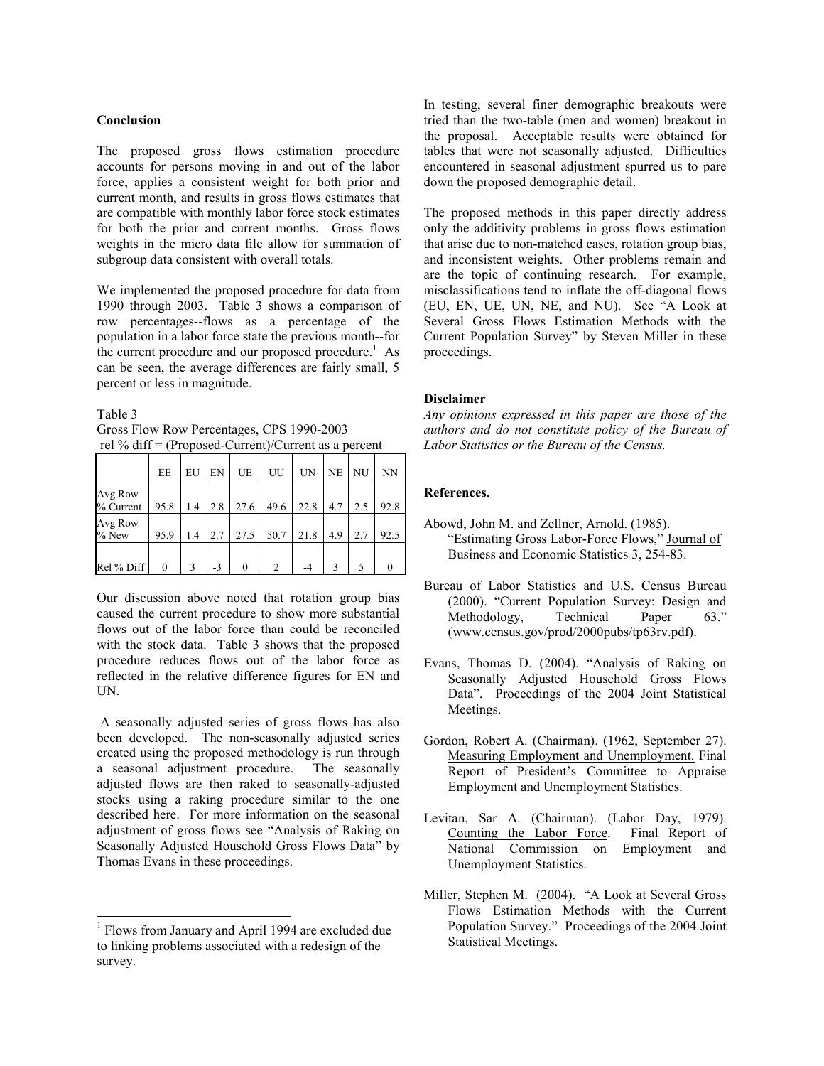## Conclusion

The proposed gross flows estimation procedure accounts for persons moving in and out of the labor force, applies a consistent weight for both prior and current month, and results in gross flows estimates that are compatible with monthly labor force stock estimates for both the prior and current months. Gross flows weights in the micro data file allow for summation of subgroup data consistent with overall totals.

We implemented the proposed procedure for data from 1990 through 2003. Table 3 shows a comparison of row percentages--flows as a percentage of the population in a labor force state the previous month--for the current procedure and our proposed procedure.[1] As can be seen, the average differences are fairly small, 5 percent or less in magnitude.

Table 3
Gross Flow Row Percentages, CPS 1990-2003
rel % diff = (Proposed-Current)/Current as a percent

| | EE | EU | EN | UE | UU | UN | NE | NU | NN |
|---|---|---|---|---|---|---|---|---|---|
| Avg Row % Current | 95.8 | 1.4 | 2.8 | 27.6 | 49.6 | 22.8 | 4.7 | 2.5 | 92.8 |
| Avg Row % New | 95.9 | 1.4 | 2.7 | 27.5 | 50.7 | 21.8 | 4.9 | 2.7 | 92.5 |
| Rel % Diff | 0 | 3 | -3 | 0 | 2 | -4 | 3 | 5 | 0 |

Our discussion above noted that rotation group bias caused the current procedure to show more substantial flows out of the labor force than could be reconciled with the stock data. Table 3 shows that the proposed procedure reduces flows out of the labor force as reflected in the relative difference figures for EN and UN.

A seasonally adjusted series of gross flows has also been developed. The non-seasonally adjusted series created using the proposed methodology is run through a seasonal adjustment procedure. The seasonally adjusted flows are then raked to seasonally-adjusted stocks using a raking procedure similar to the one described here. For more information on the seasonal adjustment of gross flows see "Analysis of Raking on Seasonally Adjusted Household Gross Flows Data" by Thomas Evans in these proceedings.

[1] Flows from January and April 1994 are excluded due to linking problems associated with a redesign of the survey.

In testing, several finer demographic breakouts were tried than the two-table (men and women) breakout in the proposal. Acceptable results were obtained for tables that were not seasonally adjusted. Difficulties encountered in seasonal adjustment spurred us to pare down the proposed demographic detail.

The proposed methods in this paper directly address only the additivity problems in gross flows estimation that arise due to non-matched cases, rotation group bias, and inconsistent weights. Other problems remain and are the topic of continuing research. For example, misclassifications tend to inflate the off-diagonal flows (EU, EN, UE, UN, NE, and NU). See "A Look at Several Gross Flows Estimation Methods with the Current Population Survey" by Steven Miller in these proceedings.

## Disclaimer

*Any opinions expressed in this paper are those of the authors and do not constitute policy of the Bureau of Labor Statistics or the Bureau of the Census.*

## References.

Abowd, John M. and Zellner, Arnold. (1985). "Estimating Gross Labor-Force Flows," Journal of Business and Economic Statistics 3, 254-83.

Bureau of Labor Statistics and U.S. Census Bureau (2000). "Current Population Survey: Design and Methodology, Technical Paper 63." (www.census.gov/prod/2000pubs/tp63rv.pdf).

Evans, Thomas D. (2004). "Analysis of Raking on Seasonally Adjusted Household Gross Flows Data". Proceedings of the 2004 Joint Statistical Meetings.

Gordon, Robert A. (Chairman). (1962, September 27). Measuring Employment and Unemployment. Final Report of President's Committee to Appraise Employment and Unemployment Statistics.

Levitan, Sar A. (Chairman). (Labor Day, 1979). Counting the Labor Force. Final Report of National Commission on Employment and Unemployment Statistics.

Miller, Stephen M. (2004). "A Look at Several Gross Flows Estimation Methods with the Current Population Survey." Proceedings of the 2004 Joint Statistical Meetings.